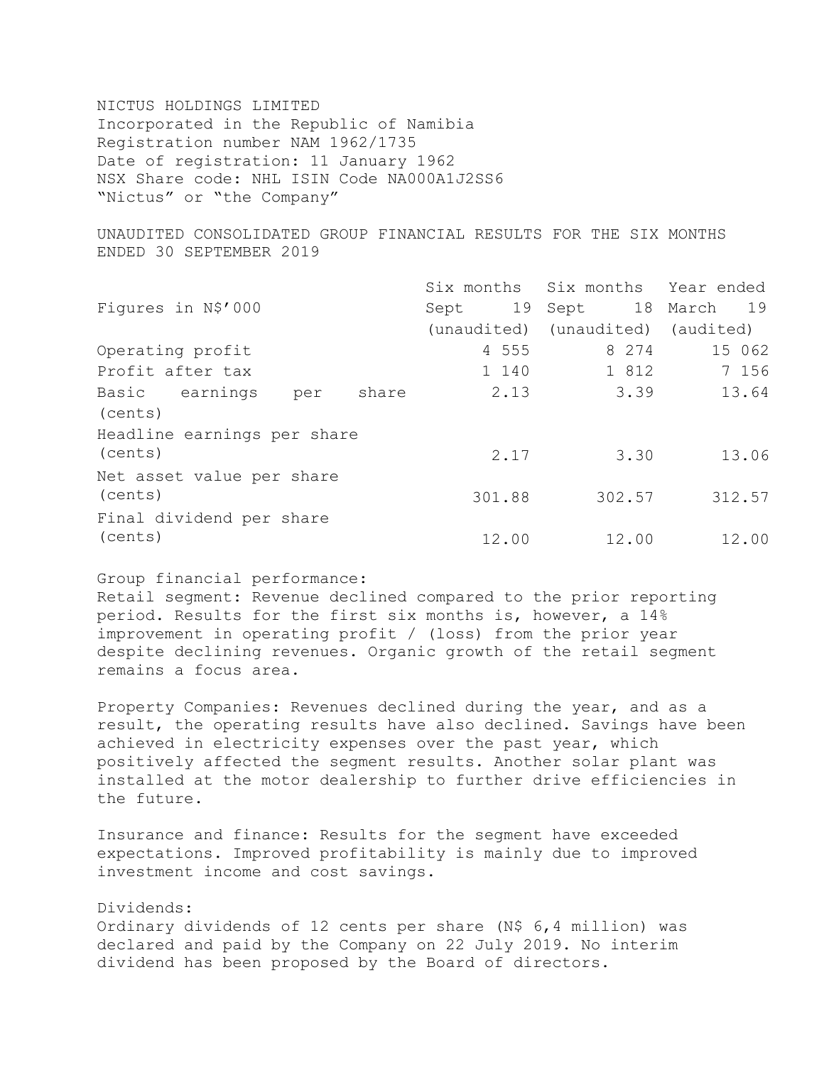NICTUS HOLDINGS LIMITED
Incorporated in the Republic of Namibia
Registration number NAM 1962/1735
Date of registration: 11 January 1962
NSX Share code: NHL ISIN Code NA000A1J2SS6
"Nictus" or "the Company"

## UNAUDITED CONSOLIDATED GROUP FINANCIAL RESULTS FOR THE SIX MONTHS ENDED 30 SEPTEMBER 2019

| Figures in N$'000 | Six months Sept 19 (unaudited) | Six months Sept 18 (unaudited) | Year ended March 19 (audited) |
|---|---|---|---|
| Operating profit | 4 555 | 8 274 | 15 062 |
| Profit after tax | 1 140 | 1 812 | 7 156 |
| Basic earnings per share (cents) | 2.13 | 3.39 | 13.64 |
| Headline earnings per share (cents) | 2.17 | 3.30 | 13.06 |
| Net asset value per share (cents) | 301.88 | 302.57 | 312.57 |
| Final dividend per share (cents) | 12.00 | 12.00 | 12.00 |

Group financial performance:
Retail segment: Revenue declined compared to the prior reporting period. Results for the first six months is, however, a 14% improvement in operating profit / (loss) from the prior year despite declining revenues. Organic growth of the retail segment remains a focus area.

Property Companies: Revenues declined during the year, and as a result, the operating results have also declined. Savings have been achieved in electricity expenses over the past year, which positively affected the segment results. Another solar plant was installed at the motor dealership to further drive efficiencies in the future.

Insurance and finance: Results for the segment have exceeded expectations. Improved profitability is mainly due to improved investment income and cost savings.

Dividends:
Ordinary dividends of 12 cents per share (N$ 6,4 million) was declared and paid by the Company on 22 July 2019. No interim dividend has been proposed by the Board of directors.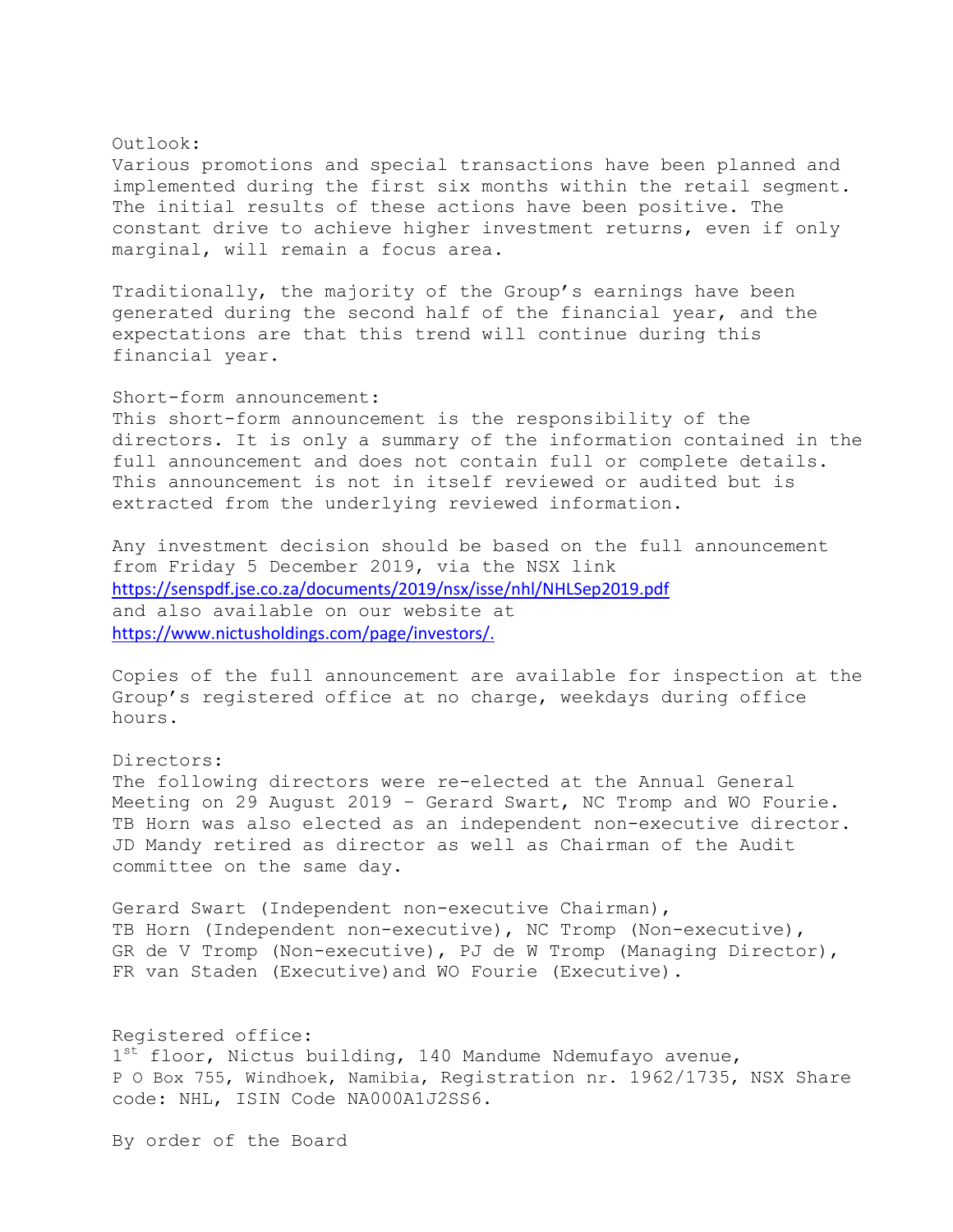Outlook:

Various promotions and special transactions have been planned and implemented during the first six months within the retail segment. The initial results of these actions have been positive. The constant drive to achieve higher investment returns, even if only marginal, will remain a focus area.

Traditionally, the majority of the Group's earnings have been generated during the second half of the financial year, and the expectations are that this trend will continue during this financial year.

Short-form announcement:

This short-form announcement is the responsibility of the directors. It is only a summary of the information contained in the full announcement and does not contain full or complete details. This announcement is not in itself reviewed or audited but is extracted from the underlying reviewed information.

Any investment decision should be based on the full announcement from Friday 5 December 2019, via the NSX link https://senspdf.jse.co.za/documents/2019/nsx/isse/nhl/NHLSep2019.pdf and also available on our website at https://www.nictusholdings.com/page/investors/.

Copies of the full announcement are available for inspection at the Group's registered office at no charge, weekdays during office hours.

Directors:

The following directors were re-elected at the Annual General Meeting on 29 August 2019 – Gerard Swart, NC Tromp and WO Fourie. TB Horn was also elected as an independent non-executive director. JD Mandy retired as director as well as Chairman of the Audit committee on the same day.

Gerard Swart (Independent non-executive Chairman), TB Horn (Independent non-executive), NC Tromp (Non-executive), GR de V Tromp (Non-executive), PJ de W Tromp (Managing Director), FR van Staden (Executive) and WO Fourie (Executive).

Registered office:

1st floor, Nictus building, 140 Mandume Ndemufayo avenue, P O Box 755, Windhoek, Namibia, Registration nr. 1962/1735, NSX Share code: NHL, ISIN Code NA000A1J2SS6.

By order of the Board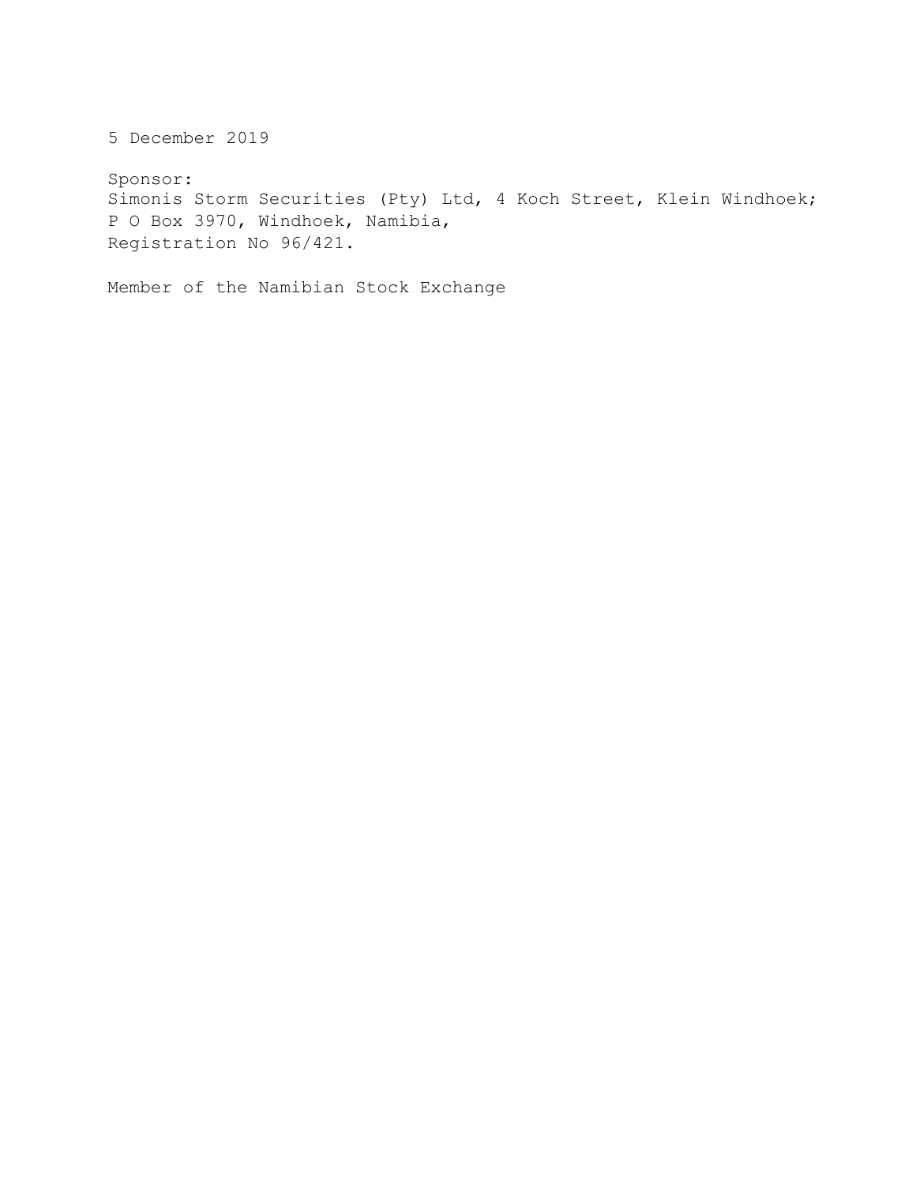5 December 2019

Sponsor:
Simonis Storm Securities (Pty) Ltd, 4 Koch Street, Klein Windhoek;
P O Box 3970, Windhoek, Namibia,
Registration No 96/421.

Member of the Namibian Stock Exchange